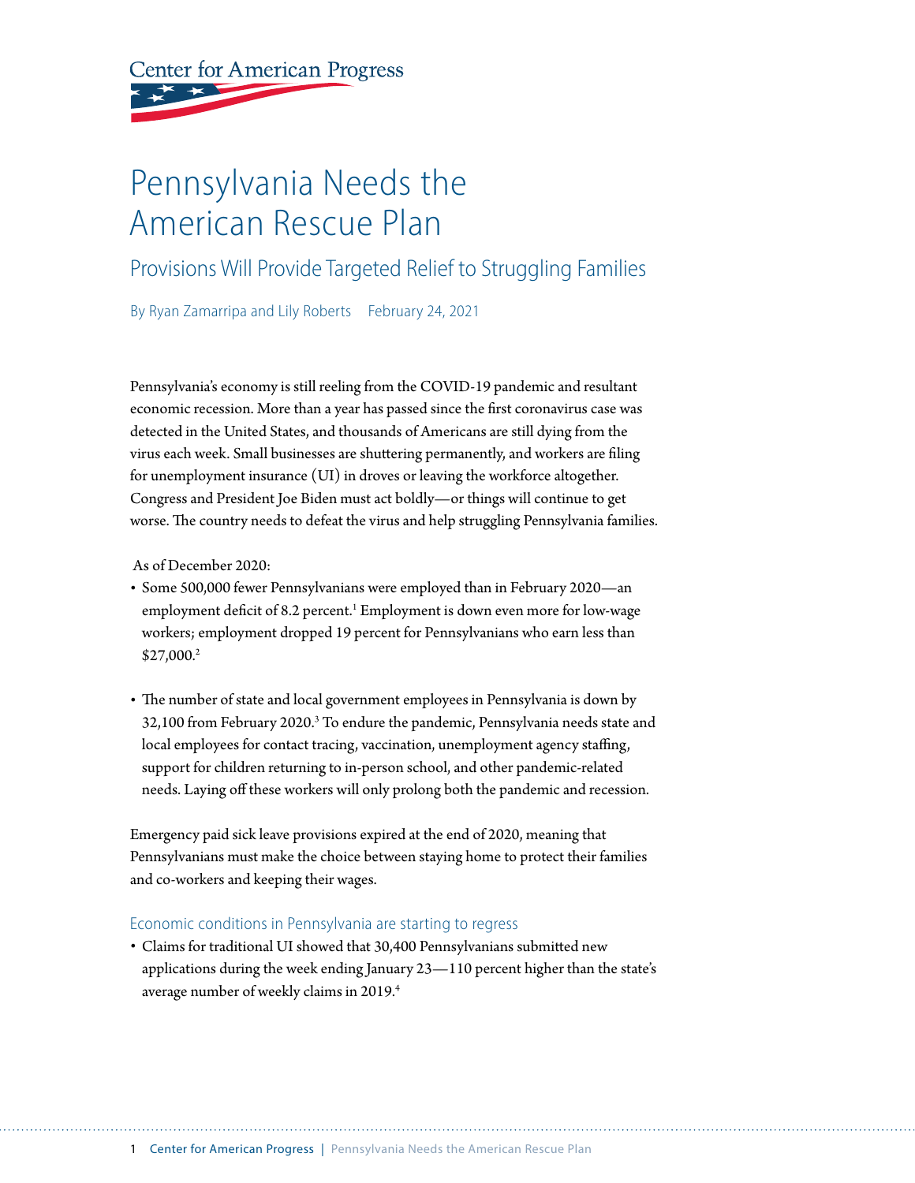Center for American Progress

# Pennsylvania Needs the American Rescue Plan

## Provisions Will Provide Targeted Relief to Struggling Families

By Ryan Zamarripa and Lily Roberts February 24, 2021

Pennsylvania's economy is still reeling from the COVID-19 pandemic and resultant economic recession. More than a year has passed since the first coronavirus case was detected in the United States, and thousands of Americans are still dying from the virus each week. Small businesses are shuttering permanently, and workers are filing for unemployment insurance (UI) in droves or leaving the workforce altogether. Congress and President Joe Biden must act boldly—or things will continue to get worse. The country needs to defeat the virus and help struggling Pennsylvania families.

As of December 2020:

- Some 500,000 fewer Pennsylvanians were employed than in February 2020—an employment deficit of 8.2 percent.[1] Employment is down even more for low-wage workers; employment dropped 19 percent for Pennsylvanians who earn less than $27,000.[2]
- The number of state and local government employees in Pennsylvania is down by 32,100 from February 2020.[3] To endure the pandemic, Pennsylvania needs state and local employees for contact tracing, vaccination, unemployment agency staffing, support for children returning to in-person school, and other pandemic-related needs. Laying off these workers will only prolong both the pandemic and recession.

Emergency paid sick leave provisions expired at the end of 2020, meaning that Pennsylvanians must make the choice between staying home to protect their families and co-workers and keeping their wages.

### Economic conditions in Pennsylvania are starting to regress

- Claims for traditional UI showed that 30,400 Pennsylvanians submitted new applications during the week ending January 23—110 percent higher than the state's average number of weekly claims in 2019.[4]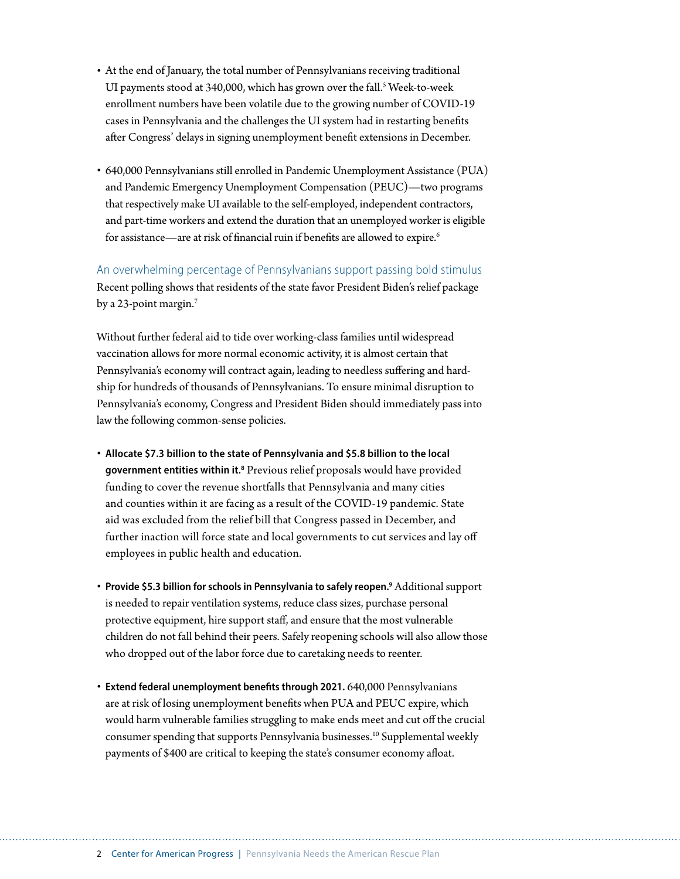- At the end of January, the total number of Pennsylvanians receiving traditional UI payments stood at 340,000, which has grown over the fall.[5] Week-to-week enrollment numbers have been volatile due to the growing number of COVID-19 cases in Pennsylvania and the challenges the UI system had in restarting benefits after Congress' delays in signing unemployment benefit extensions in December.

- 640,000 Pennsylvanians still enrolled in Pandemic Unemployment Assistance (PUA) and Pandemic Emergency Unemployment Compensation (PEUC)—two programs that respectively make UI available to the self-employed, independent contractors, and part-time workers and extend the duration that an unemployed worker is eligible for assistance—are at risk of financial ruin if benefits are allowed to expire.[6]

## An overwhelming percentage of Pennsylvanians support passing bold stimulus

Recent polling shows that residents of the state favor President Biden's relief package by a 23-point margin.[7]

Without further federal aid to tide over working-class families until widespread vaccination allows for more normal economic activity, it is almost certain that Pennsylvania's economy will contract again, leading to needless suffering and hardship for hundreds of thousands of Pennsylvanians. To ensure minimal disruption to Pennsylvania's economy, Congress and President Biden should immediately pass into law the following common-sense policies.

- **Allocate $7.3 billion to the state of Pennsylvania and $5.8 billion to the local government entities within it.**[8] Previous relief proposals would have provided funding to cover the revenue shortfalls that Pennsylvania and many cities and counties within it are facing as a result of the COVID-19 pandemic. State aid was excluded from the relief bill that Congress passed in December, and further inaction will force state and local governments to cut services and lay off employees in public health and education.

- **Provide $5.3 billion for schools in Pennsylvania to safely reopen.**[9] Additional support is needed to repair ventilation systems, reduce class sizes, purchase personal protective equipment, hire support staff, and ensure that the most vulnerable children do not fall behind their peers. Safely reopening schools will also allow those who dropped out of the labor force due to caretaking needs to reenter.

- **Extend federal unemployment benefits through 2021.** 640,000 Pennsylvanians are at risk of losing unemployment benefits when PUA and PEUC expire, which would harm vulnerable families struggling to make ends meet and cut off the crucial consumer spending that supports Pennsylvania businesses.[10] Supplemental weekly payments of $400 are critical to keeping the state's consumer economy afloat.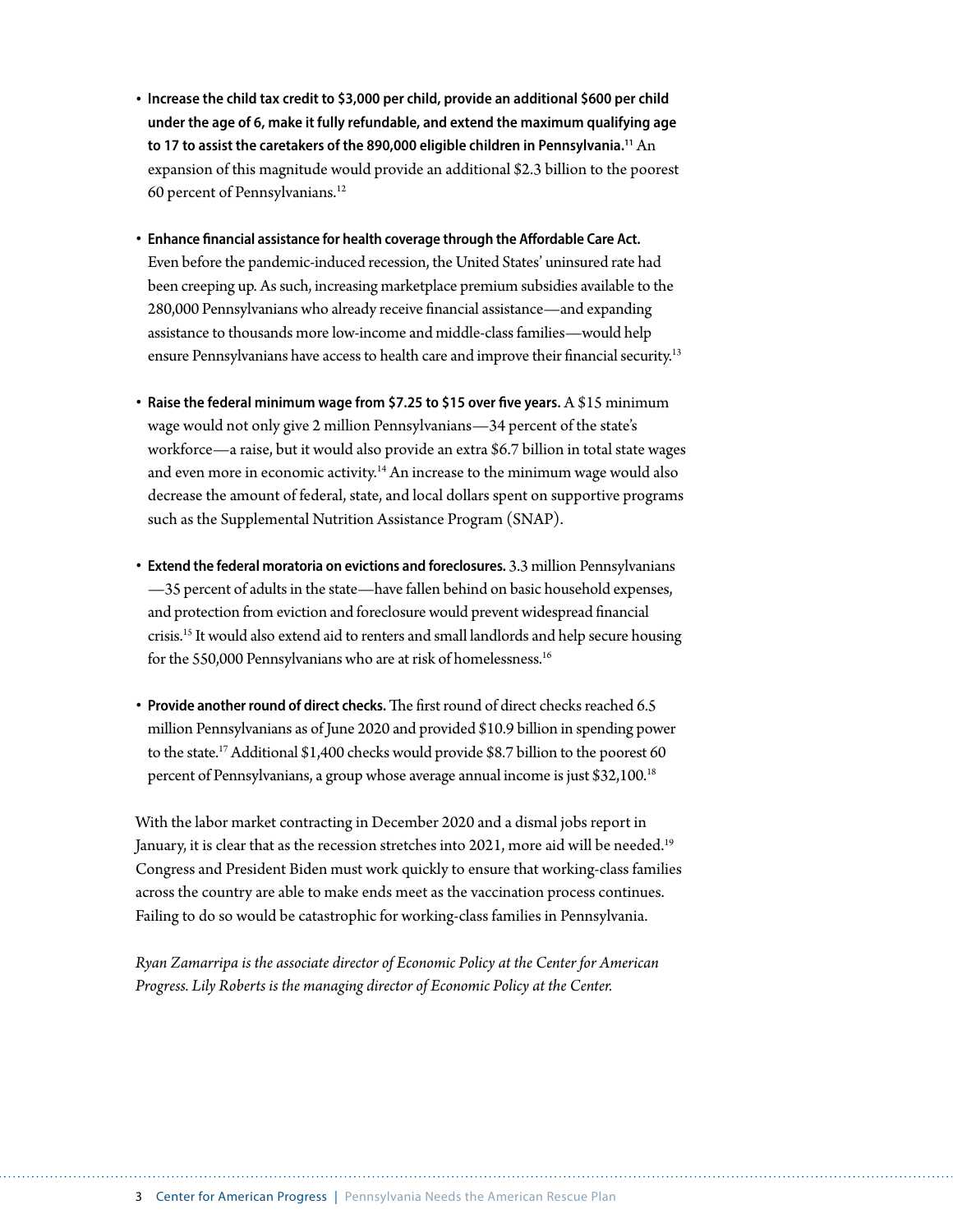- **Increase the child tax credit to $3,000 per child, provide an additional $600 per child under the age of 6, make it fully refundable, and extend the maximum qualifying age to 17 to assist the caretakers of the 890,000 eligible children in Pennsylvania.**[11] An expansion of this magnitude would provide an additional $2.3 billion to the poorest 60 percent of Pennsylvanians.[12]

- **Enhance financial assistance for health coverage through the Affordable Care Act.** Even before the pandemic-induced recession, the United States' uninsured rate had been creeping up. As such, increasing marketplace premium subsidies available to the 280,000 Pennsylvanians who already receive financial assistance—and expanding assistance to thousands more low-income and middle-class families—would help ensure Pennsylvanians have access to health care and improve their financial security.[13]

- **Raise the federal minimum wage from $7.25 to $15 over five years.** A $15 minimum wage would not only give 2 million Pennsylvanians—34 percent of the state's workforce—a raise, but it would also provide an extra $6.7 billion in total state wages and even more in economic activity.[14] An increase to the minimum wage would also decrease the amount of federal, state, and local dollars spent on supportive programs such as the Supplemental Nutrition Assistance Program (SNAP).

- **Extend the federal moratoria on evictions and foreclosures.** 3.3 million Pennsylvanians—35 percent of adults in the state—have fallen behind on basic household expenses, and protection from eviction and foreclosure would prevent widespread financial crisis.[15] It would also extend aid to renters and small landlords and help secure housing for the 550,000 Pennsylvanians who are at risk of homelessness.[16]

- **Provide another round of direct checks.** The first round of direct checks reached 6.5 million Pennsylvanians as of June 2020 and provided $10.9 billion in spending power to the state.[17] Additional $1,400 checks would provide $8.7 billion to the poorest 60 percent of Pennsylvanians, a group whose average annual income is just $32,100.[18]

With the labor market contracting in December 2020 and a dismal jobs report in January, it is clear that as the recession stretches into 2021, more aid will be needed.[19] Congress and President Biden must work quickly to ensure that working-class families across the country are able to make ends meet as the vaccination process continues. Failing to do so would be catastrophic for working-class families in Pennsylvania.

*Ryan Zamarripa is the associate director of Economic Policy at the Center for American Progress. Lily Roberts is the managing director of Economic Policy at the Center.*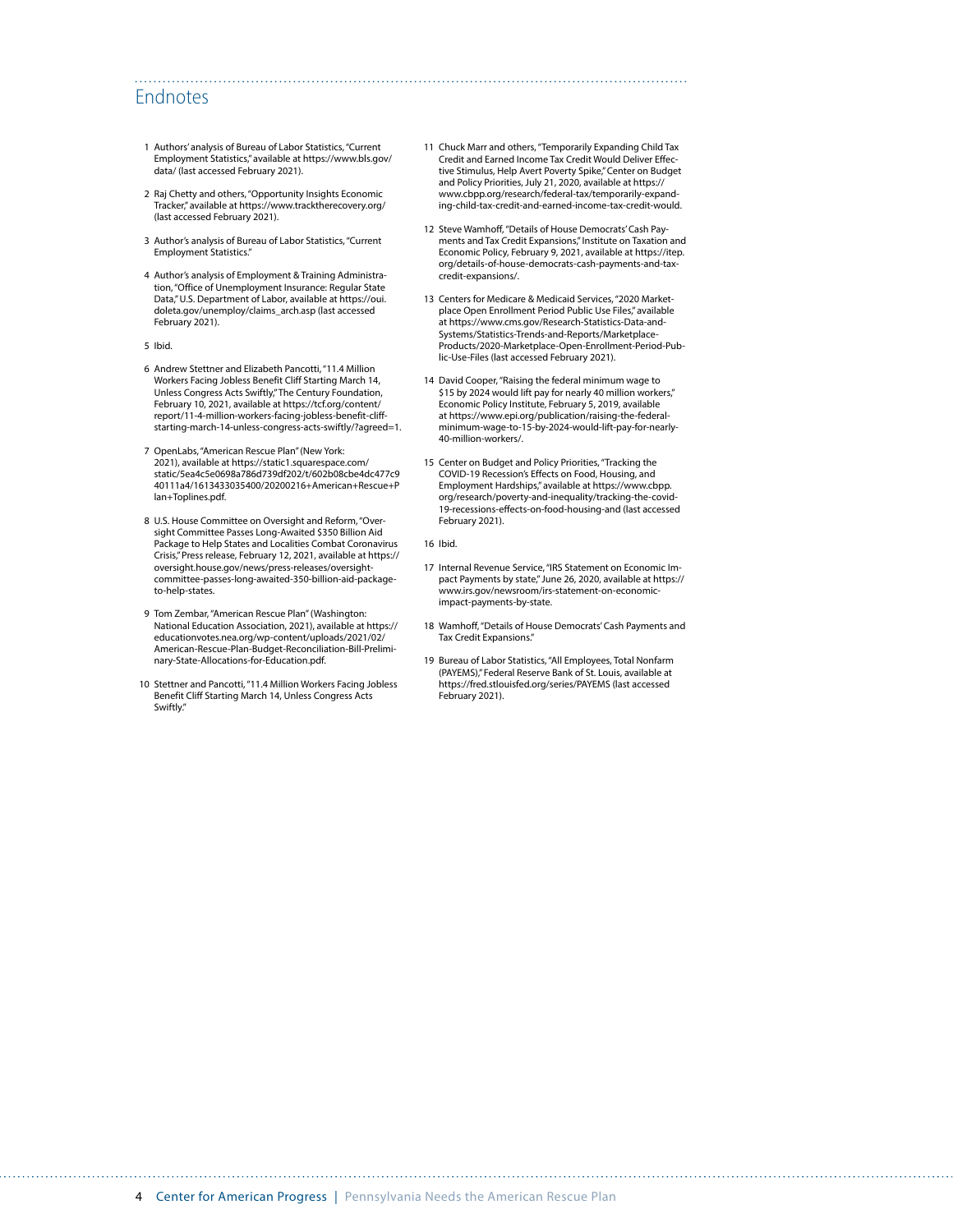## Endnotes

1. Authors' analysis of Bureau of Labor Statistics, "Current Employment Statistics," available at https://www.bls.gov/data/ (last accessed February 2021).

2. Raj Chetty and others, "Opportunity Insights Economic Tracker," available at https://www.tracktherecovery.org/ (last accessed February 2021).

3. Author's analysis of Bureau of Labor Statistics, "Current Employment Statistics."

4. Author's analysis of Employment & Training Administration, "Office of Unemployment Insurance: Regular State Data," U.S. Department of Labor, available at https://oui.doleta.gov/unemploy/claims_arch.asp (last accessed February 2021).

5. Ibid.

6. Andrew Stettner and Elizabeth Pancotti, "11.4 Million Workers Facing Jobless Benefit Cliff Starting March 14, Unless Congress Acts Swiftly," The Century Foundation, February 10, 2021, available at https://tcf.org/content/report/11-4-million-workers-facing-jobless-benefit-cliff-starting-march-14-unless-congress-acts-swiftly/?agreed=1.

7. OpenLabs, "American Rescue Plan" (New York: 2021), available at https://static1.squarespace.com/static/5ea4c5e0698a786d739df202/t/602b08cbe4dc477c940111a4/1613433035400/20200216+American+Rescue+Plan+Toplines.pdf.

8. U.S. House Committee on Oversight and Reform, "Oversight Committee Passes Long-Awaited $350 Billion Aid Package to Help States and Localities Combat Coronavirus Crisis," Press release, February 12, 2021, available at https://oversight.house.gov/news/press-releases/oversight-committee-passes-long-awaited-350-billion-aid-package-to-help-states.

9. Tom Zembar, "American Rescue Plan" (Washington: National Education Association, 2021), available at https://educationvotes.nea.org/wp-content/uploads/2021/02/American-Rescue-Plan-Budget-Reconciliation-Bill-Preliminary-State-Allocations-for-Education.pdf.

10. Stettner and Pancotti, "11.4 Million Workers Facing Jobless Benefit Cliff Starting March 14, Unless Congress Acts Swiftly."

11. Chuck Marr and others, "Temporarily Expanding Child Tax Credit and Earned Income Tax Credit Would Deliver Effective Stimulus, Help Avert Poverty Spike," Center on Budget and Policy Priorities, July 21, 2020, available at https://www.cbpp.org/research/federal-tax/temporarily-expanding-child-tax-credit-and-earned-income-tax-credit-would.

12. Steve Wamhoff, "Details of House Democrats' Cash Payments and Tax Credit Expansions," Institute on Taxation and Economic Policy, February 9, 2021, available at https://itep.org/details-of-house-democrats-cash-payments-and-tax-credit-expansions/.

13. Centers for Medicare & Medicaid Services, "2020 Marketplace Open Enrollment Period Public Use Files," available at https://www.cms.gov/Research-Statistics-Data-and-Systems/Statistics-Trends-and-Reports/Marketplace-Products/2020-Marketplace-Open-Enrollment-Period-Public-Use-Files (last accessed February 2021).

14. David Cooper, "Raising the federal minimum wage to $15 by 2024 would lift pay for nearly 40 million workers," Economic Policy Institute, February 5, 2019, available at https://www.epi.org/publication/raising-the-federal-minimum-wage-to-15-by-2024-would-lift-pay-for-nearly-40-million-workers/.

15. Center on Budget and Policy Priorities, "Tracking the COVID-19 Recession's Effects on Food, Housing, and Employment Hardships," available at https://www.cbpp.org/research/poverty-and-inequality/tracking-the-covid-19-recessions-effects-on-food-housing-and (last accessed February 2021).

16. Ibid.

17. Internal Revenue Service, "IRS Statement on Economic Impact Payments by state," June 26, 2020, available at https://www.irs.gov/newsroom/irs-statement-on-economic-impact-payments-by-state.

18. Wamhoff, "Details of House Democrats' Cash Payments and Tax Credit Expansions."

19. Bureau of Labor Statistics, "All Employees, Total Nonfarm (PAYEMS)," Federal Reserve Bank of St. Louis, available at https://fred.stlouisfed.org/series/PAYEMS (last accessed February 2021).